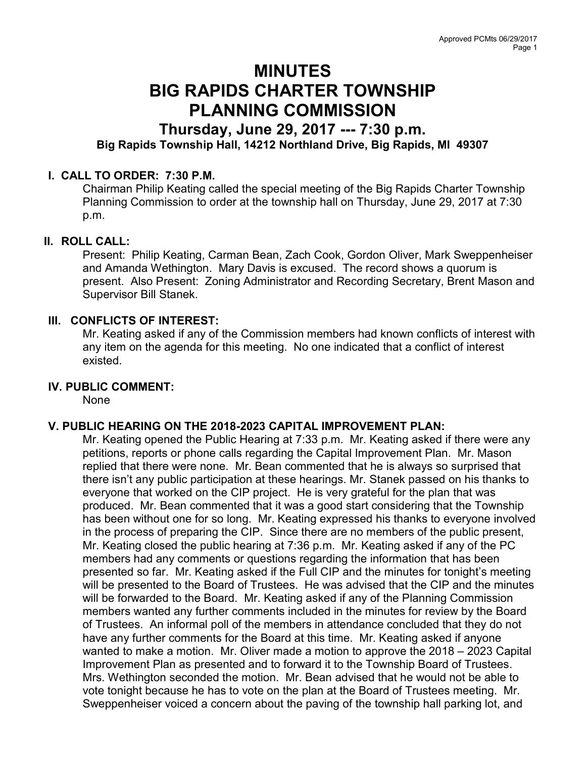# MINUTES
# BIG RAPIDS CHARTER TOWNSHIP
# PLANNING COMMISSION

## Thursday, June 29, 2017 --- 7:30 p.m.

**Big Rapids Township Hall, 14212 Northland Drive, Big Rapids, MI 49307**

**I. CALL TO ORDER: 7:30 P.M.**

Chairman Philip Keating called the special meeting of the Big Rapids Charter Township Planning Commission to order at the township hall on Thursday, June 29, 2017 at 7:30 p.m.

**II. ROLL CALL:**

Present: Philip Keating, Carman Bean, Zach Cook, Gordon Oliver, Mark Sweppenheiser and Amanda Wethington. Mary Davis is excused. The record shows a quorum is present. Also Present: Zoning Administrator and Recording Secretary, Brent Mason and Supervisor Bill Stanek.

**III. CONFLICTS OF INTEREST:**

Mr. Keating asked if any of the Commission members had known conflicts of interest with any item on the agenda for this meeting. No one indicated that a conflict of interest existed.

**IV. PUBLIC COMMENT:**

None

**V. PUBLIC HEARING ON THE 2018-2023 CAPITAL IMPROVEMENT PLAN:**

Mr. Keating opened the Public Hearing at 7:33 p.m. Mr. Keating asked if there were any petitions, reports or phone calls regarding the Capital Improvement Plan. Mr. Mason replied that there were none. Mr. Bean commented that he is always so surprised that there isn't any public participation at these hearings. Mr. Stanek passed on his thanks to everyone that worked on the CIP project. He is very grateful for the plan that was produced. Mr. Bean commented that it was a good start considering that the Township has been without one for so long. Mr. Keating expressed his thanks to everyone involved in the process of preparing the CIP. Since there are no members of the public present, Mr. Keating closed the public hearing at 7:36 p.m. Mr. Keating asked if any of the PC members had any comments or questions regarding the information that has been presented so far. Mr. Keating asked if the Full CIP and the minutes for tonight's meeting will be presented to the Board of Trustees. He was advised that the CIP and the minutes will be forwarded to the Board. Mr. Keating asked if any of the Planning Commission members wanted any further comments included in the minutes for review by the Board of Trustees. An informal poll of the members in attendance concluded that they do not have any further comments for the Board at this time. Mr. Keating asked if anyone wanted to make a motion. Mr. Oliver made a motion to approve the 2018 – 2023 Capital Improvement Plan as presented and to forward it to the Township Board of Trustees. Mrs. Wethington seconded the motion. Mr. Bean advised that he would not be able to vote tonight because he has to vote on the plan at the Board of Trustees meeting. Mr. Sweppenheiser voiced a concern about the paving of the township hall parking lot, and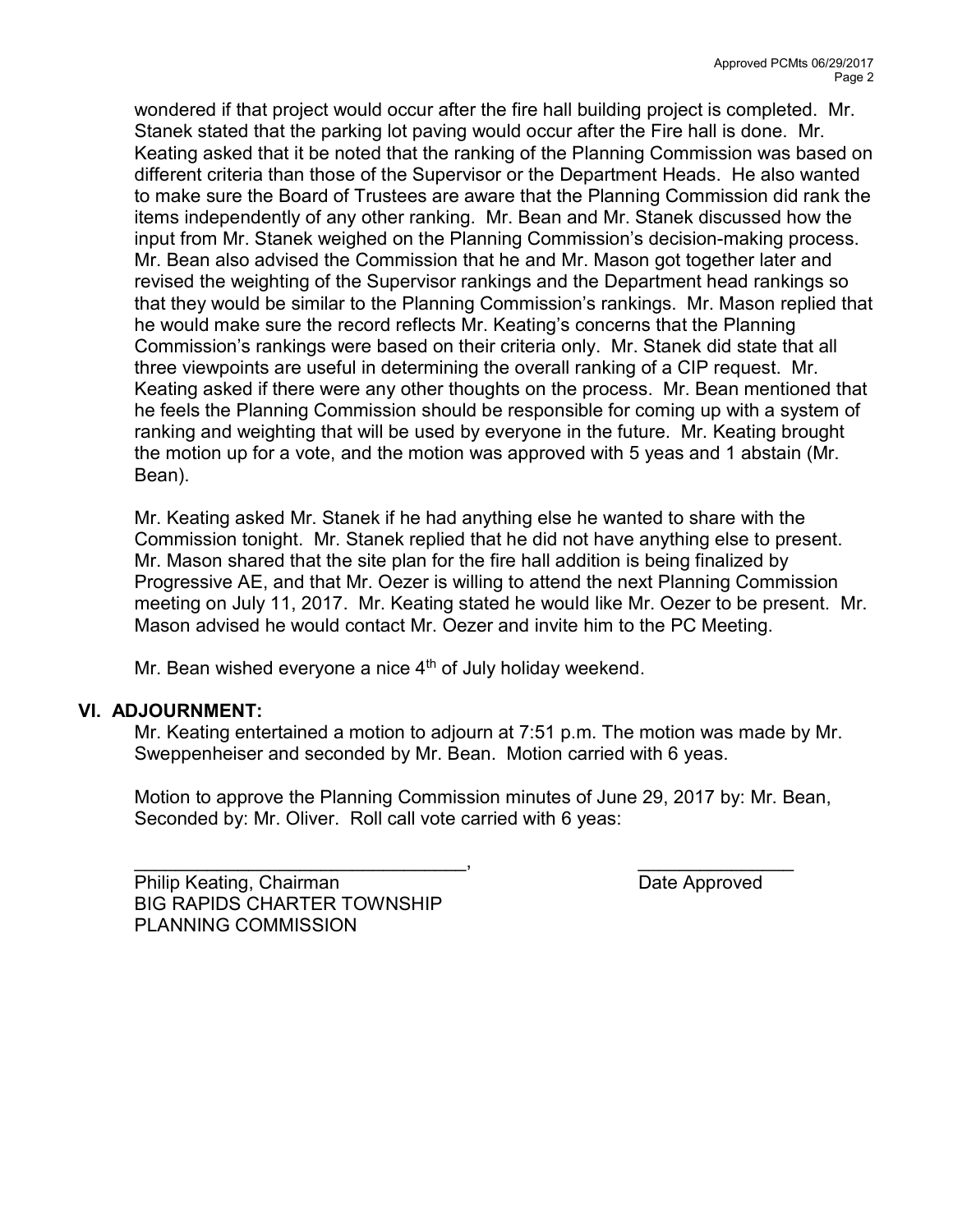wondered if that project would occur after the fire hall building project is completed. Mr. Stanek stated that the parking lot paving would occur after the Fire hall is done. Mr. Keating asked that it be noted that the ranking of the Planning Commission was based on different criteria than those of the Supervisor or the Department Heads. He also wanted to make sure the Board of Trustees are aware that the Planning Commission did rank the items independently of any other ranking. Mr. Bean and Mr. Stanek discussed how the input from Mr. Stanek weighed on the Planning Commission's decision-making process. Mr. Bean also advised the Commission that he and Mr. Mason got together later and revised the weighting of the Supervisor rankings and the Department head rankings so that they would be similar to the Planning Commission's rankings. Mr. Mason replied that he would make sure the record reflects Mr. Keating's concerns that the Planning Commission's rankings were based on their criteria only. Mr. Stanek did state that all three viewpoints are useful in determining the overall ranking of a CIP request. Mr. Keating asked if there were any other thoughts on the process. Mr. Bean mentioned that he feels the Planning Commission should be responsible for coming up with a system of ranking and weighting that will be used by everyone in the future. Mr. Keating brought the motion up for a vote, and the motion was approved with 5 yeas and 1 abstain (Mr. Bean).

Mr. Keating asked Mr. Stanek if he had anything else he wanted to share with the Commission tonight. Mr. Stanek replied that he did not have anything else to present. Mr. Mason shared that the site plan for the fire hall addition is being finalized by Progressive AE, and that Mr. Oezer is willing to attend the next Planning Commission meeting on July 11, 2017. Mr. Keating stated he would like Mr. Oezer to be present. Mr. Mason advised he would contact Mr. Oezer and invite him to the PC Meeting.

Mr. Bean wished everyone a nice 4th of July holiday weekend.

## VI. ADJOURNMENT:

Mr. Keating entertained a motion to adjourn at 7:51 p.m. The motion was made by Mr. Sweppenheiser and seconded by Mr. Bean. Motion carried with 6 yeas.

Motion to approve the Planning Commission minutes of June 29, 2017 by: Mr. Bean, Seconded by: Mr. Oliver. Roll call vote carried with 6 yeas:

\_\_\_\_\_\_\_\_\_\_\_\_\_\_\_\_\_\_\_\_\_\_\_\_\_\_\_\_\_\_\_\_\_\_, \_\_\_\_\_\_\_\_\_\_\_\_\_\_\_\_

Philip Keating, Chairman Date Approved
BIG RAPIDS CHARTER TOWNSHIP
PLANNING COMMISSION